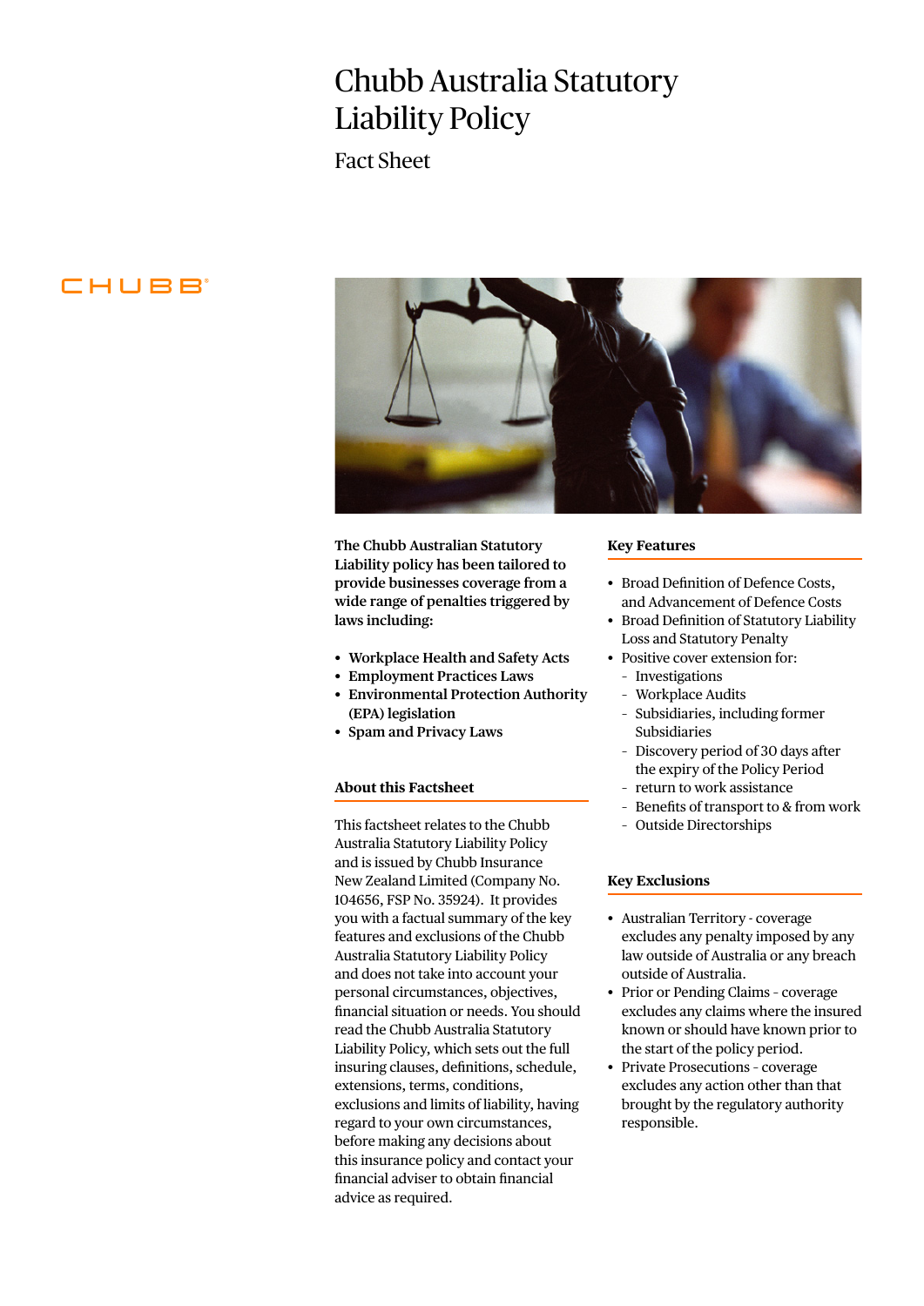# Chubb Australia Statutory Liability Policy

## Fact Sheet

CHUBB

**The Chubb Australian Statutory Liability policy has been tailored to provide businesses coverage from a wide range of penalties triggered by laws including:**

- **Workplace Health and Safety Acts**
- **Employment Practices Laws**
- **Environmental Protection Authority (EPA) legislation**
- **Spam and Privacy Laws**

### About this Factsheet

This factsheet relates to the Chubb Australia Statutory Liability Policy and is issued by Chubb Insurance New Zealand Limited (Company No. 104656, FSP No. 35924). It provides you with a factual summary of the key features and exclusions of the Chubb Australia Statutory Liability Policy and does not take into account your personal circumstances, objectives, financial situation or needs. You should read the Chubb Australia Statutory Liability Policy, which sets out the full insuring clauses, definitions, schedule, extensions, terms, conditions, exclusions and limits of liability, having regard to your own circumstances, before making any decisions about this insurance policy and contact your financial adviser to obtain financial advice as required.

### Key Features

- Broad Definition of Defence Costs, and Advancement of Defence Costs
- Broad Definition of Statutory Liability Loss and Statutory Penalty
- Positive cover extension for:
  - Investigations
  - Workplace Audits
  - Subsidiaries, including former Subsidiaries
  - Discovery period of 30 days after the expiry of the Policy Period
  - return to work assistance
  - Benefits of transport to & from work
  - Outside Directorships

### Key Exclusions

- Australian Territory - coverage excludes any penalty imposed by any law outside of Australia or any breach outside of Australia.
- Prior or Pending Claims - coverage excludes any claims where the insured known or should have known prior to the start of the policy period.
- Private Prosecutions - coverage excludes any action other than that brought by the regulatory authority responsible.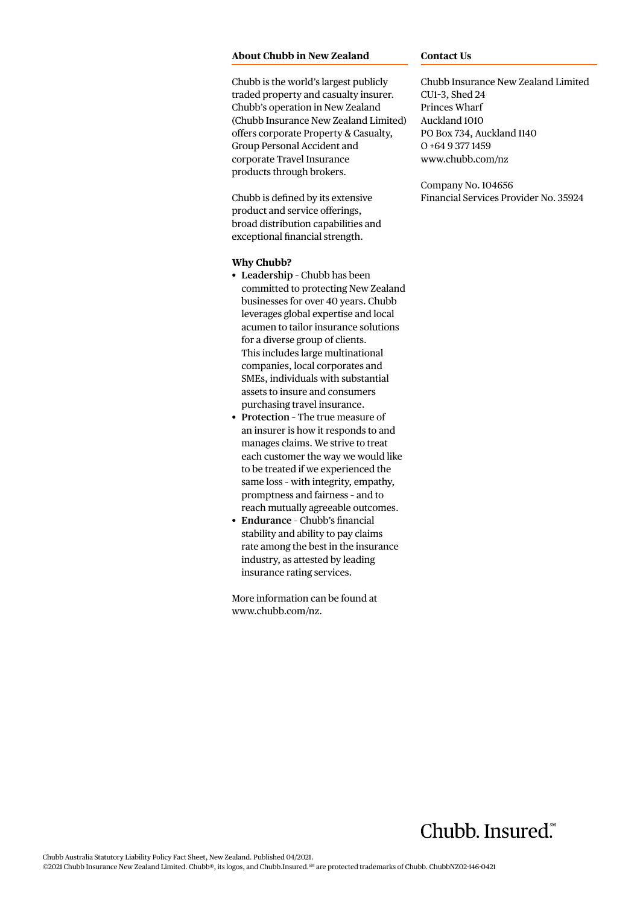## About Chubb in New Zealand

Chubb is the world's largest publicly traded property and casualty insurer. Chubb's operation in New Zealand (Chubb Insurance New Zealand Limited) offers corporate Property & Casualty, Group Personal Accident and corporate Travel Insurance products through brokers.

Chubb is defined by its extensive product and service offerings, broad distribution capabilities and exceptional financial strength.

**Why Chubb?**

- **Leadership** – Chubb has been committed to protecting New Zealand businesses for over 40 years. Chubb leverages global expertise and local acumen to tailor insurance solutions for a diverse group of clients. This includes large multinational companies, local corporates and SMEs, individuals with substantial assets to insure and consumers purchasing travel insurance.
- **Protection** – The true measure of an insurer is how it responds to and manages claims. We strive to treat each customer the way we would like to be treated if we experienced the same loss – with integrity, empathy, promptness and fairness – and to reach mutually agreeable outcomes.
- **Endurance** – Chubb's financial stability and ability to pay claims rate among the best in the insurance industry, as attested by leading insurance rating services.

More information can be found at www.chubb.com/nz.

## Contact Us

Chubb Insurance New Zealand Limited
CU1-3, Shed 24
Princes Wharf
Auckland 1010
PO Box 734, Auckland 1140
O +64 9 377 1459
www.chubb.com/nz

Company No. 104656
Financial Services Provider No. 35924

Chubb. Insured.℠

Chubb Australia Statutory Liability Policy Fact Sheet, New Zealand. Published 04/2021.
©2021 Chubb Insurance New Zealand Limited. Chubb®, its logos, and Chubb.Insured.℠ are protected trademarks of Chubb. ChubbNZ02-146-0421